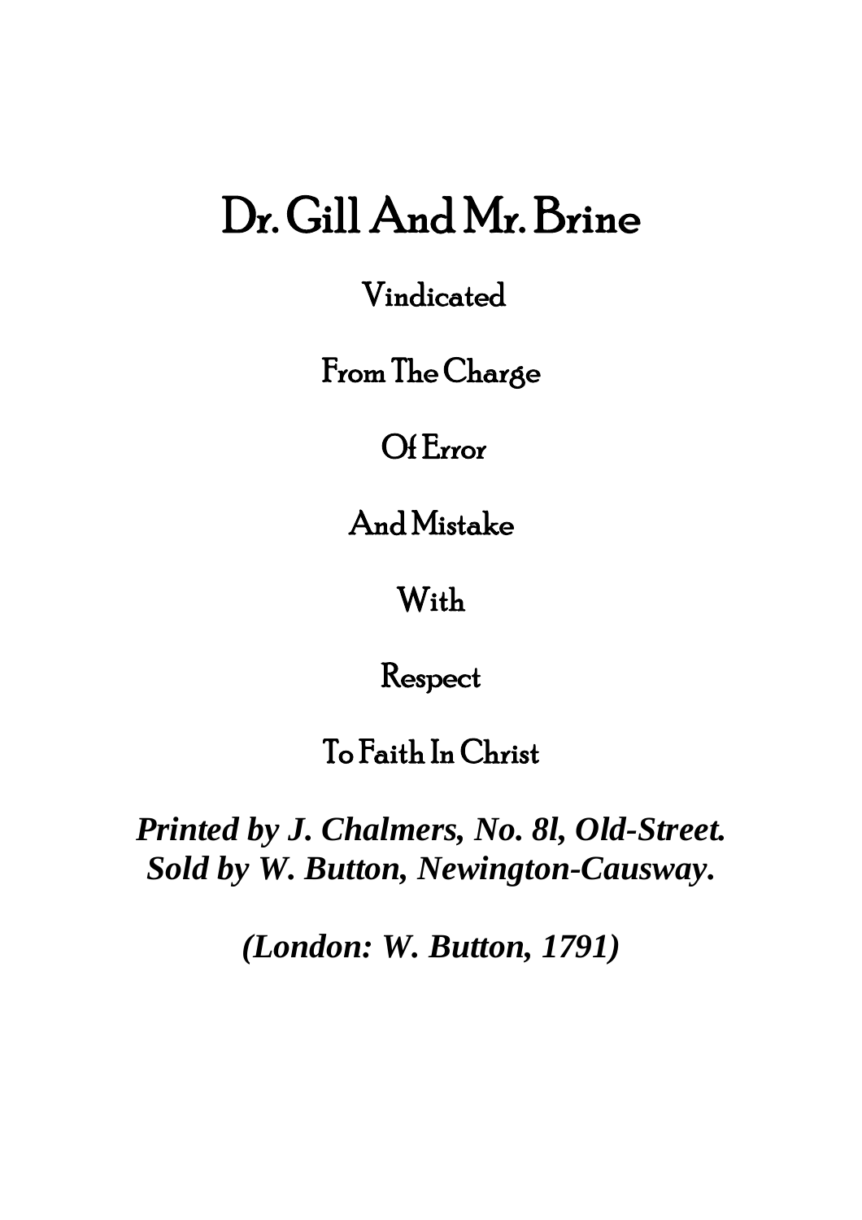# Dr. Gill And Mr. Brine

Vindicated

From The Charge

Of Error

And Mistake

With

Respect

To Faith In Christ

***Printed by J. Chalmers, No. 8l, Old-Street.***
***Sold by W. Button, Newington-Causway.***

***(London: W. Button, 1791)***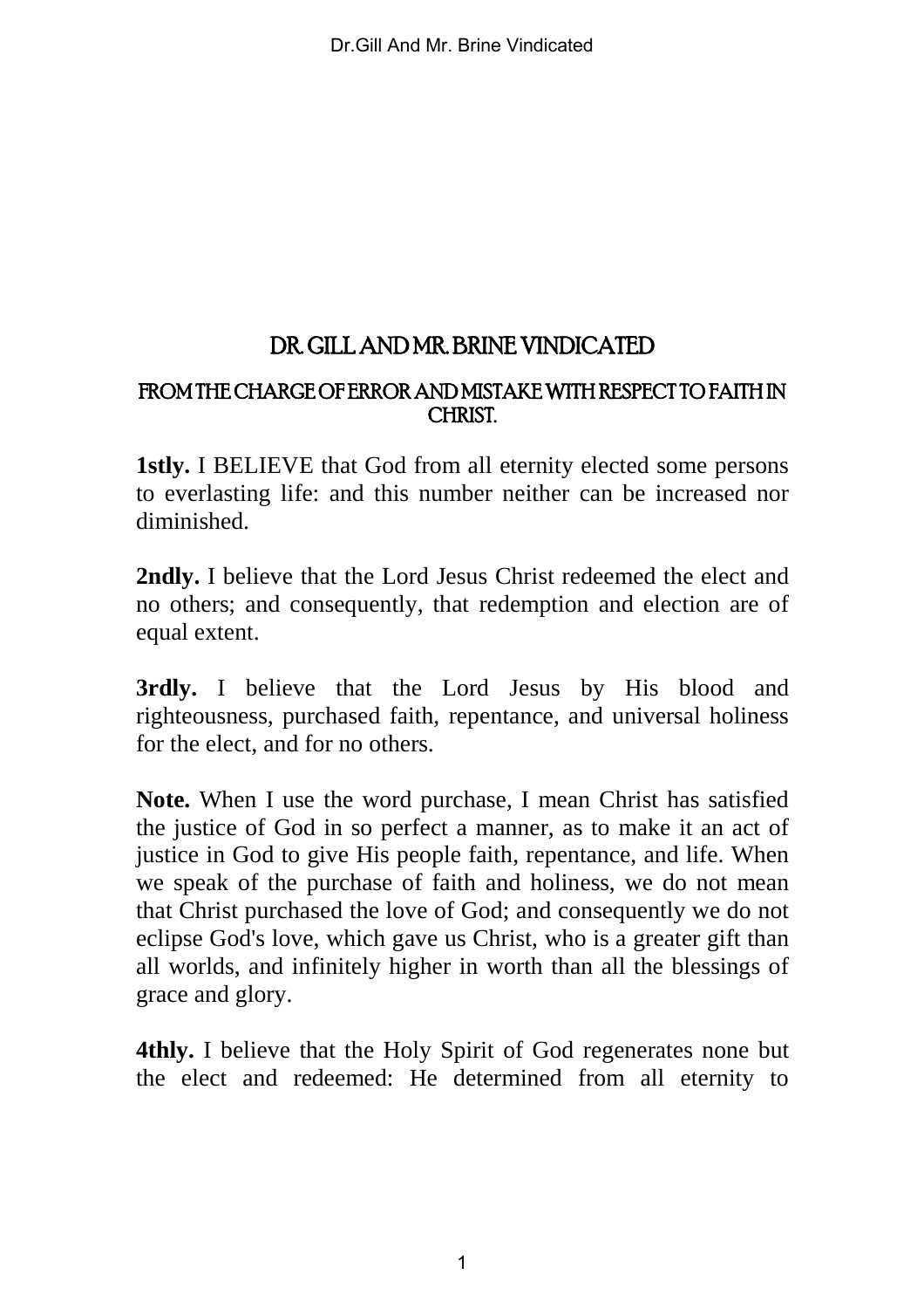# DR. GILL AND MR. BRINE VINDICATED

## FROM THE CHARGE OF ERROR AND MISTAKE WITH RESPECT TO FAITH IN CHRIST.

**1stly.** I BELIEVE that God from all eternity elected some persons to everlasting life: and this number neither can be increased nor diminished.

**2ndly.** I believe that the Lord Jesus Christ redeemed the elect and no others; and consequently, that redemption and election are of equal extent.

**3rdly.** I believe that the Lord Jesus by His blood and righteousness, purchased faith, repentance, and universal holiness for the elect, and for no others.

**Note.** When I use the word purchase, I mean Christ has satisfied the justice of God in so perfect a manner, as to make it an act of justice in God to give His people faith, repentance, and life. When we speak of the purchase of faith and holiness, we do not mean that Christ purchased the love of God; and consequently we do not eclipse God's love, which gave us Christ, who is a greater gift than all worlds, and infinitely higher in worth than all the blessings of grace and glory.

**4thly.** I believe that the Holy Spirit of God regenerates none but the elect and redeemed: He determined from all eternity to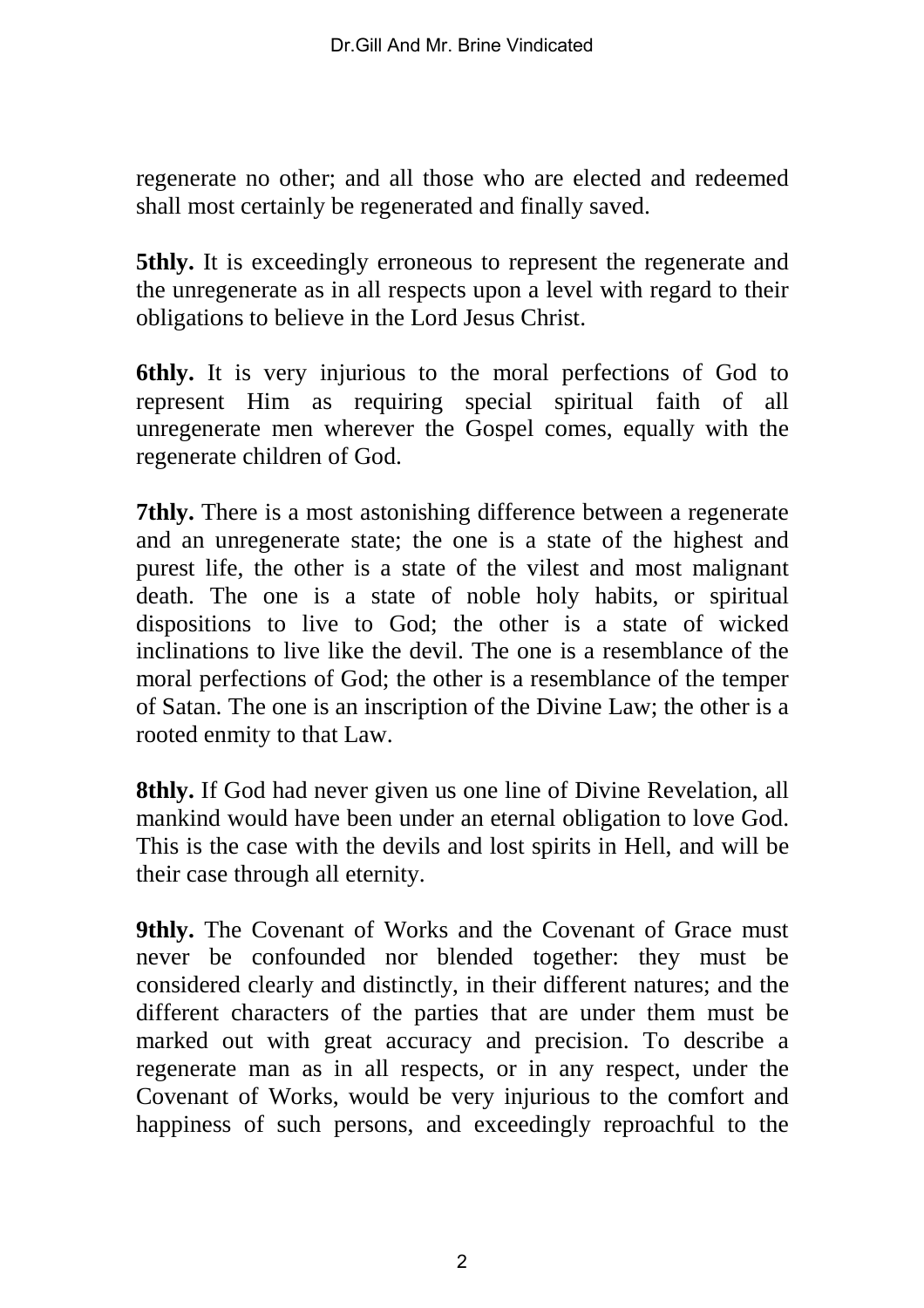regenerate no other; and all those who are elected and redeemed shall most certainly be regenerated and finally saved.

**5thly.** It is exceedingly erroneous to represent the regenerate and the unregenerate as in all respects upon a level with regard to their obligations to believe in the Lord Jesus Christ.

**6thly.** It is very injurious to the moral perfections of God to represent Him as requiring special spiritual faith of all unregenerate men wherever the Gospel comes, equally with the regenerate children of God.

**7thly.** There is a most astonishing difference between a regenerate and an unregenerate state; the one is a state of the highest and purest life, the other is a state of the vilest and most malignant death. The one is a state of noble holy habits, or spiritual dispositions to live to God; the other is a state of wicked inclinations to live like the devil. The one is a resemblance of the moral perfections of God; the other is a resemblance of the temper of Satan. The one is an inscription of the Divine Law; the other is a rooted enmity to that Law.

**8thly.** If God had never given us one line of Divine Revelation, all mankind would have been under an eternal obligation to love God. This is the case with the devils and lost spirits in Hell, and will be their case through all eternity.

**9thly.** The Covenant of Works and the Covenant of Grace must never be confounded nor blended together: they must be considered clearly and distinctly, in their different natures; and the different characters of the parties that are under them must be marked out with great accuracy and precision. To describe a regenerate man as in all respects, or in any respect, under the Covenant of Works, would be very injurious to the comfort and happiness of such persons, and exceedingly reproachful to the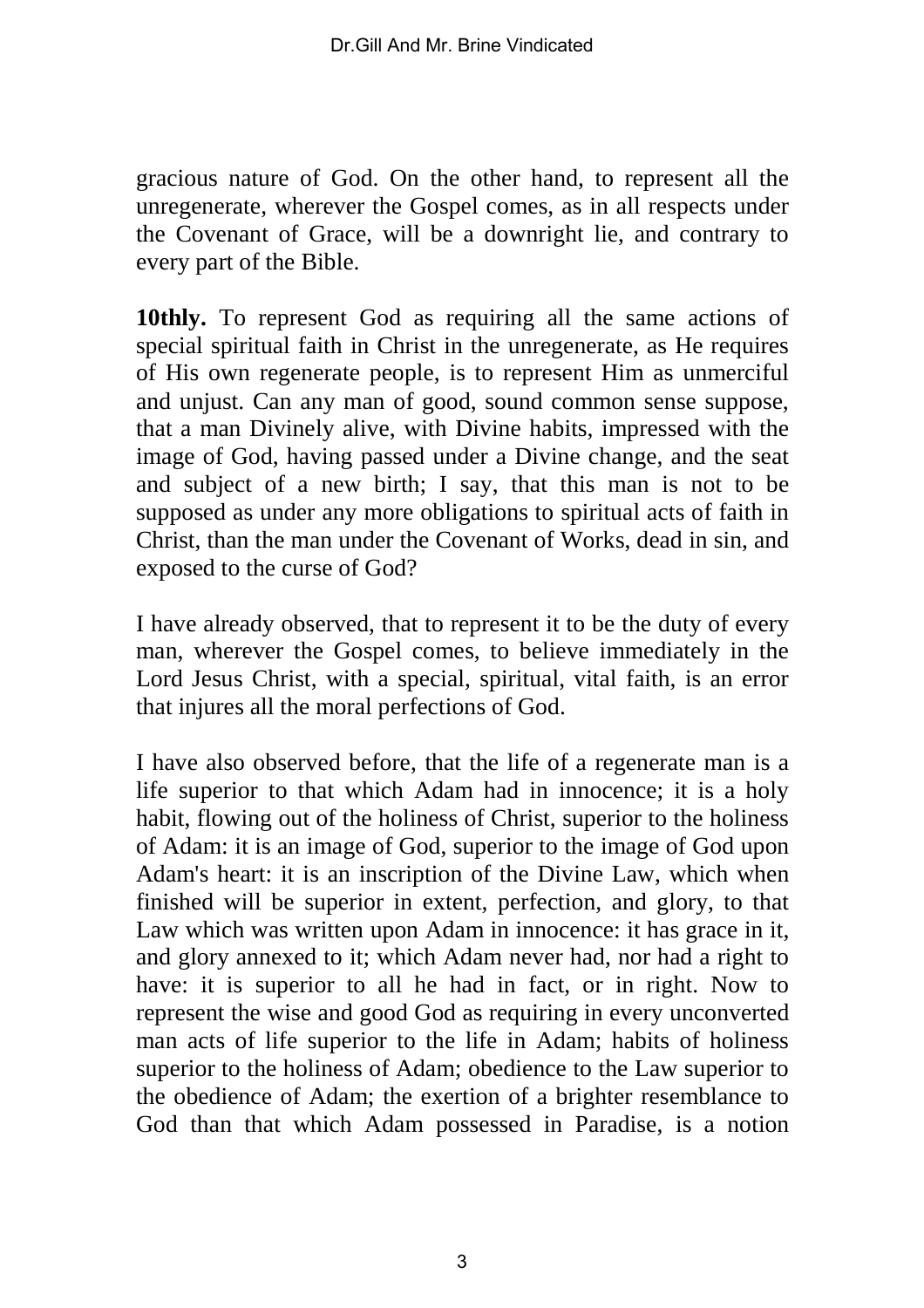gracious nature of God. On the other hand, to represent all the unregenerate, wherever the Gospel comes, as in all respects under the Covenant of Grace, will be a downright lie, and contrary to every part of the Bible.

**10thly.** To represent God as requiring all the same actions of special spiritual faith in Christ in the unregenerate, as He requires of His own regenerate people, is to represent Him as unmerciful and unjust. Can any man of good, sound common sense suppose, that a man Divinely alive, with Divine habits, impressed with the image of God, having passed under a Divine change, and the seat and subject of a new birth; I say, that this man is not to be supposed as under any more obligations to spiritual acts of faith in Christ, than the man under the Covenant of Works, dead in sin, and exposed to the curse of God?

I have already observed, that to represent it to be the duty of every man, wherever the Gospel comes, to believe immediately in the Lord Jesus Christ, with a special, spiritual, vital faith, is an error that injures all the moral perfections of God.

I have also observed before, that the life of a regenerate man is a life superior to that which Adam had in innocence; it is a holy habit, flowing out of the holiness of Christ, superior to the holiness of Adam: it is an image of God, superior to the image of God upon Adam's heart: it is an inscription of the Divine Law, which when finished will be superior in extent, perfection, and glory, to that Law which was written upon Adam in innocence: it has grace in it, and glory annexed to it; which Adam never had, nor had a right to have: it is superior to all he had in fact, or in right. Now to represent the wise and good God as requiring in every unconverted man acts of life superior to the life in Adam; habits of holiness superior to the holiness of Adam; obedience to the Law superior to the obedience of Adam; the exertion of a brighter resemblance to God than that which Adam possessed in Paradise, is a notion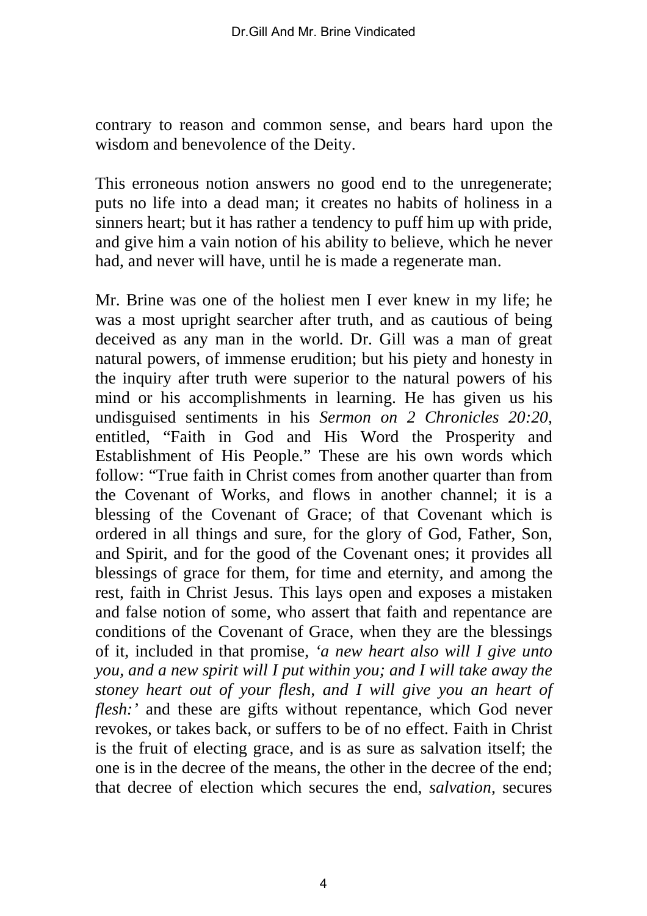contrary to reason and common sense, and bears hard upon the wisdom and benevolence of the Deity.

This erroneous notion answers no good end to the unregenerate; puts no life into a dead man; it creates no habits of holiness in a sinners heart; but it has rather a tendency to puff him up with pride, and give him a vain notion of his ability to believe, which he never had, and never will have, until he is made a regenerate man.

Mr. Brine was one of the holiest men I ever knew in my life; he was a most upright searcher after truth, and as cautious of being deceived as any man in the world. Dr. Gill was a man of great natural powers, of immense erudition; but his piety and honesty in the inquiry after truth were superior to the natural powers of his mind or his accomplishments in learning. He has given us his undisguised sentiments in his *Sermon on 2 Chronicles 20:20*, entitled, "Faith in God and His Word the Prosperity and Establishment of His People." These are his own words which follow: "True faith in Christ comes from another quarter than from the Covenant of Works, and flows in another channel; it is a blessing of the Covenant of Grace; of that Covenant which is ordered in all things and sure, for the glory of God, Father, Son, and Spirit, and for the good of the Covenant ones; it provides all blessings of grace for them, for time and eternity, and among the rest, faith in Christ Jesus. This lays open and exposes a mistaken and false notion of some, who assert that faith and repentance are conditions of the Covenant of Grace, when they are the blessings of it, included in that promise, *'a new heart also will I give unto you, and a new spirit will I put within you; and I will take away the stoney heart out of your flesh, and I will give you an heart of flesh:'* and these are gifts without repentance, which God never revokes, or takes back, or suffers to be of no effect. Faith in Christ is the fruit of electing grace, and is as sure as salvation itself; the one is in the decree of the means, the other in the decree of the end; that decree of election which secures the end, *salvation*, secures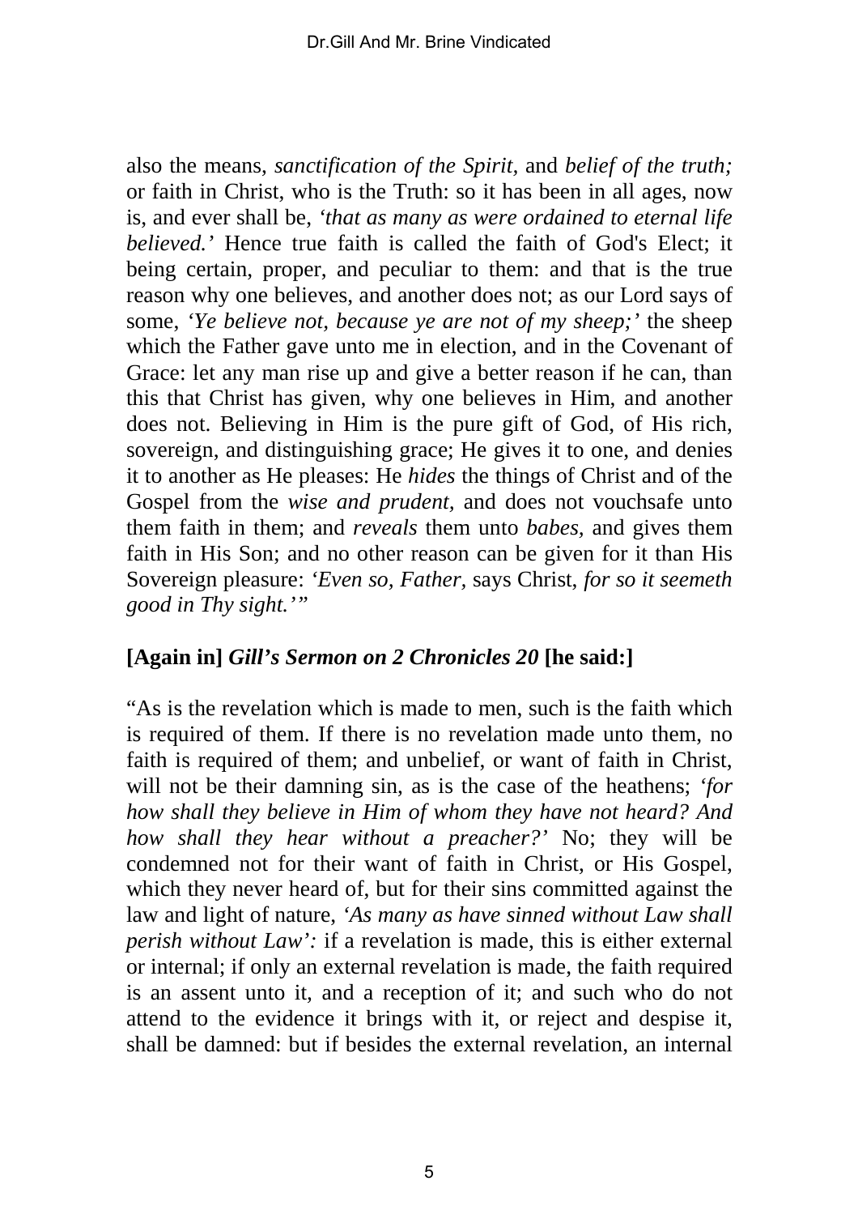also the means, *sanctification of the Spirit,* and *belief of the truth;* or faith in Christ, who is the Truth: so it has been in all ages, now is, and ever shall be, *'that as many as were ordained to eternal life believed.'* Hence true faith is called the faith of God's Elect; it being certain, proper, and peculiar to them: and that is the true reason why one believes, and another does not; as our Lord says of some, *'Ye believe not, because ye are not of my sheep;'* the sheep which the Father gave unto me in election, and in the Covenant of Grace: let any man rise up and give a better reason if he can, than this that Christ has given, why one believes in Him, and another does not. Believing in Him is the pure gift of God, of His rich, sovereign, and distinguishing grace; He gives it to one, and denies it to another as He pleases: He *hides* the things of Christ and of the Gospel from the *wise and prudent,* and does not vouchsafe unto them faith in them; and *reveals* them unto *babes,* and gives them faith in His Son; and no other reason can be given for it than His Sovereign pleasure: *'Even so, Father,* says Christ, *for so it seemeth good in Thy sight.'"*

**[Again in]** ***Gill's Sermon on 2 Chronicles 20*** **[he said:]**

"As is the revelation which is made to men, such is the faith which is required of them. If there is no revelation made unto them, no faith is required of them; and unbelief, or want of faith in Christ, will not be their damning sin, as is the case of the heathens; *'for how shall they believe in Him of whom they have not heard? And how shall they hear without a preacher?'* No; they will be condemned not for their want of faith in Christ, or His Gospel, which they never heard of, but for their sins committed against the law and light of nature, *'As many as have sinned without Law shall perish without Law':* if a revelation is made, this is either external or internal; if only an external revelation is made, the faith required is an assent unto it, and a reception of it; and such who do not attend to the evidence it brings with it, or reject and despise it, shall be damned: but if besides the external revelation, an internal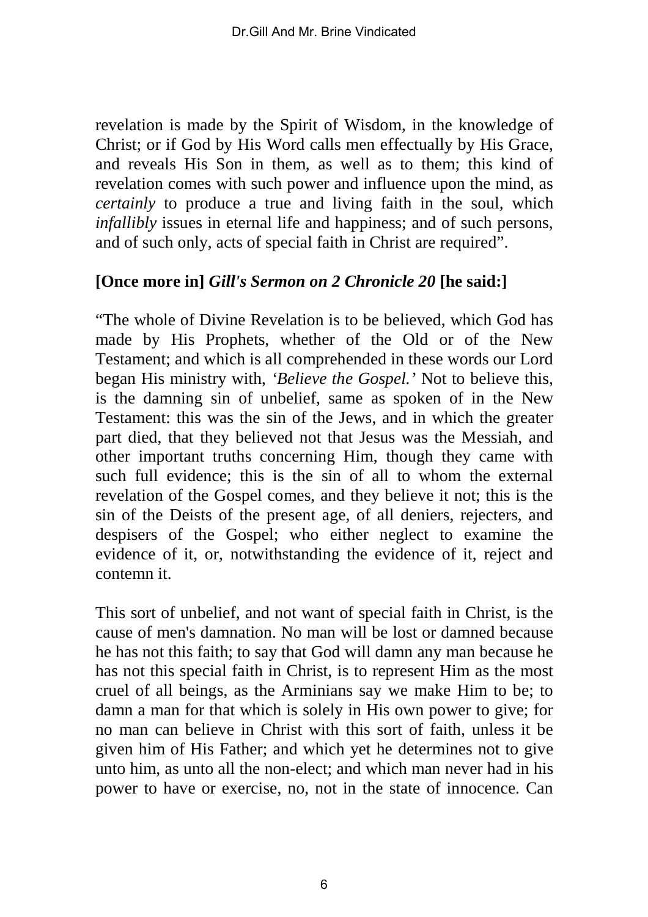revelation is made by the Spirit of Wisdom, in the knowledge of Christ; or if God by His Word calls men effectually by His Grace, and reveals His Son in them, as well as to them; this kind of revelation comes with such power and influence upon the mind, as *certainly* to produce a true and living faith in the soul, which *infallibly* issues in eternal life and happiness; and of such persons, and of such only, acts of special faith in Christ are required".

**[Once more in]** ***Gill's Sermon on 2 Chronicle 20*** **[he said:]**

"The whole of Divine Revelation is to be believed, which God has made by His Prophets, whether of the Old or of the New Testament; and which is all comprehended in these words our Lord began His ministry with, *'Believe the Gospel.'* Not to believe this, is the damning sin of unbelief, same as spoken of in the New Testament: this was the sin of the Jews, and in which the greater part died, that they believed not that Jesus was the Messiah, and other important truths concerning Him, though they came with such full evidence; this is the sin of all to whom the external revelation of the Gospel comes, and they believe it not; this is the sin of the Deists of the present age, of all deniers, rejecters, and despisers of the Gospel; who either neglect to examine the evidence of it, or, notwithstanding the evidence of it, reject and contemn it.

This sort of unbelief, and not want of special faith in Christ, is the cause of men's damnation. No man will be lost or damned because he has not this faith; to say that God will damn any man because he has not this special faith in Christ, is to represent Him as the most cruel of all beings, as the Arminians say we make Him to be; to damn a man for that which is solely in His own power to give; for no man can believe in Christ with this sort of faith, unless it be given him of His Father; and which yet he determines not to give unto him, as unto all the non-elect; and which man never had in his power to have or exercise, no, not in the state of innocence. Can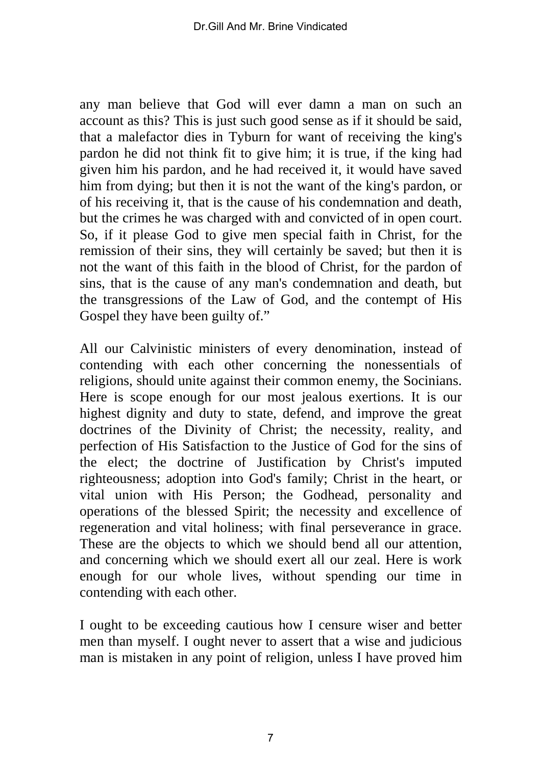any man believe that God will ever damn a man on such an account as this? This is just such good sense as if it should be said, that a malefactor dies in Tyburn for want of receiving the king's pardon he did not think fit to give him; it is true, if the king had given him his pardon, and he had received it, it would have saved him from dying; but then it is not the want of the king's pardon, or of his receiving it, that is the cause of his condemnation and death, but the crimes he was charged with and convicted of in open court. So, if it please God to give men special faith in Christ, for the remission of their sins, they will certainly be saved; but then it is not the want of this faith in the blood of Christ, for the pardon of sins, that is the cause of any man's condemnation and death, but the transgressions of the Law of God, and the contempt of His Gospel they have been guilty of."

All our Calvinistic ministers of every denomination, instead of contending with each other concerning the nonessentials of religions, should unite against their common enemy, the Socinians. Here is scope enough for our most jealous exertions. It is our highest dignity and duty to state, defend, and improve the great doctrines of the Divinity of Christ; the necessity, reality, and perfection of His Satisfaction to the Justice of God for the sins of the elect; the doctrine of Justification by Christ's imputed righteousness; adoption into God's family; Christ in the heart, or vital union with His Person; the Godhead, personality and operations of the blessed Spirit; the necessity and excellence of regeneration and vital holiness; with final perseverance in grace. These are the objects to which we should bend all our attention, and concerning which we should exert all our zeal. Here is work enough for our whole lives, without spending our time in contending with each other.

I ought to be exceeding cautious how I censure wiser and better men than myself. I ought never to assert that a wise and judicious man is mistaken in any point of religion, unless I have proved him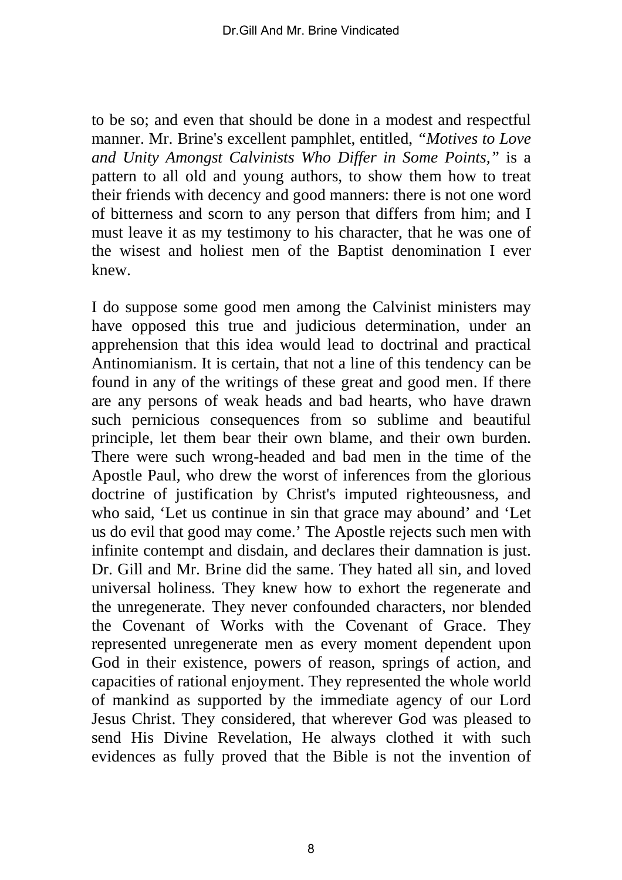to be so; and even that should be done in a modest and respectful manner. Mr. Brine's excellent pamphlet, entitled, *"Motives to Love and Unity Amongst Calvinists Who Differ in Some Points,"* is a pattern to all old and young authors, to show them how to treat their friends with decency and good manners: there is not one word of bitterness and scorn to any person that differs from him; and I must leave it as my testimony to his character, that he was one of the wisest and holiest men of the Baptist denomination I ever knew.

I do suppose some good men among the Calvinist ministers may have opposed this true and judicious determination, under an apprehension that this idea would lead to doctrinal and practical Antinomianism. It is certain, that not a line of this tendency can be found in any of the writings of these great and good men. If there are any persons of weak heads and bad hearts, who have drawn such pernicious consequences from so sublime and beautiful principle, let them bear their own blame, and their own burden. There were such wrong-headed and bad men in the time of the Apostle Paul, who drew the worst of inferences from the glorious doctrine of justification by Christ's imputed righteousness, and who said, 'Let us continue in sin that grace may abound' and 'Let us do evil that good may come.' The Apostle rejects such men with infinite contempt and disdain, and declares their damnation is just. Dr. Gill and Mr. Brine did the same. They hated all sin, and loved universal holiness. They knew how to exhort the regenerate and the unregenerate. They never confounded characters, nor blended the Covenant of Works with the Covenant of Grace. They represented unregenerate men as every moment dependent upon God in their existence, powers of reason, springs of action, and capacities of rational enjoyment. They represented the whole world of mankind as supported by the immediate agency of our Lord Jesus Christ. They considered, that wherever God was pleased to send His Divine Revelation, He always clothed it with such evidences as fully proved that the Bible is not the invention of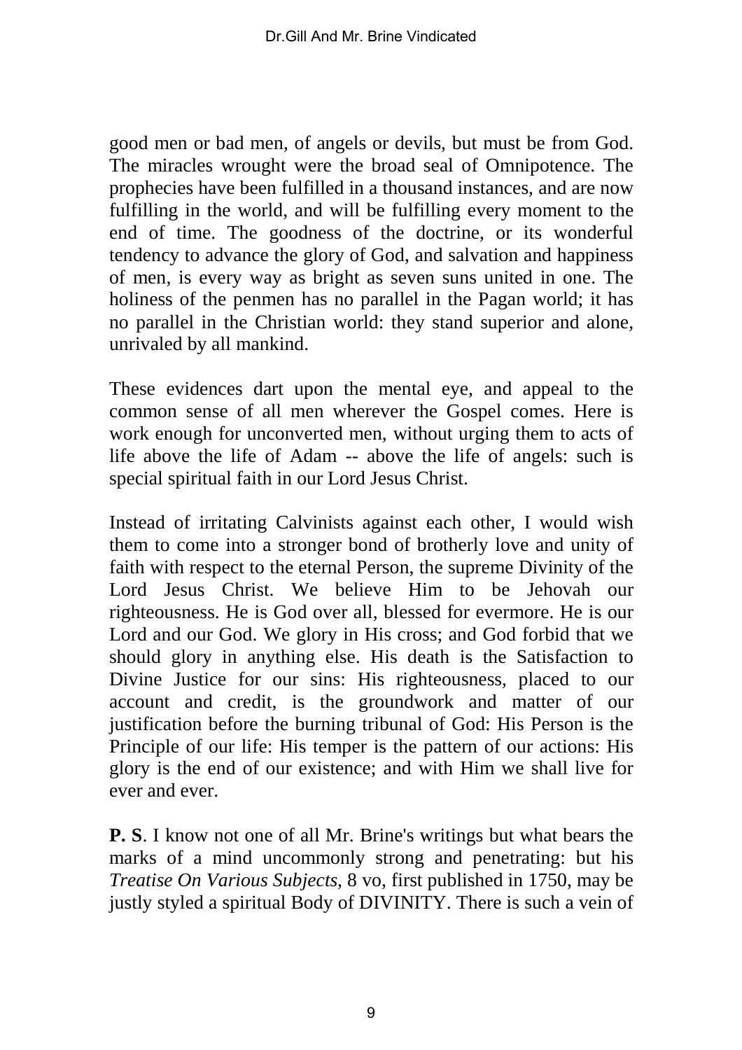good men or bad men, of angels or devils, but must be from God. The miracles wrought were the broad seal of Omnipotence. The prophecies have been fulfilled in a thousand instances, and are now fulfilling in the world, and will be fulfilling every moment to the end of time. The goodness of the doctrine, or its wonderful tendency to advance the glory of God, and salvation and happiness of men, is every way as bright as seven suns united in one. The holiness of the penmen has no parallel in the Pagan world; it has no parallel in the Christian world: they stand superior and alone, unrivaled by all mankind.

These evidences dart upon the mental eye, and appeal to the common sense of all men wherever the Gospel comes. Here is work enough for unconverted men, without urging them to acts of life above the life of Adam -- above the life of angels: such is special spiritual faith in our Lord Jesus Christ.

Instead of irritating Calvinists against each other, I would wish them to come into a stronger bond of brotherly love and unity of faith with respect to the eternal Person, the supreme Divinity of the Lord Jesus Christ. We believe Him to be Jehovah our righteousness. He is God over all, blessed for evermore. He is our Lord and our God. We glory in His cross; and God forbid that we should glory in anything else. His death is the Satisfaction to Divine Justice for our sins: His righteousness, placed to our account and credit, is the groundwork and matter of our justification before the burning tribunal of God: His Person is the Principle of our life: His temper is the pattern of our actions: His glory is the end of our existence; and with Him we shall live for ever and ever.

**P. S**. I know not one of all Mr. Brine's writings but what bears the marks of a mind uncommonly strong and penetrating: but his *Treatise On Various Subjects,* 8 vo, first published in 1750, may be justly styled a spiritual Body of DIVINITY. There is such a vein of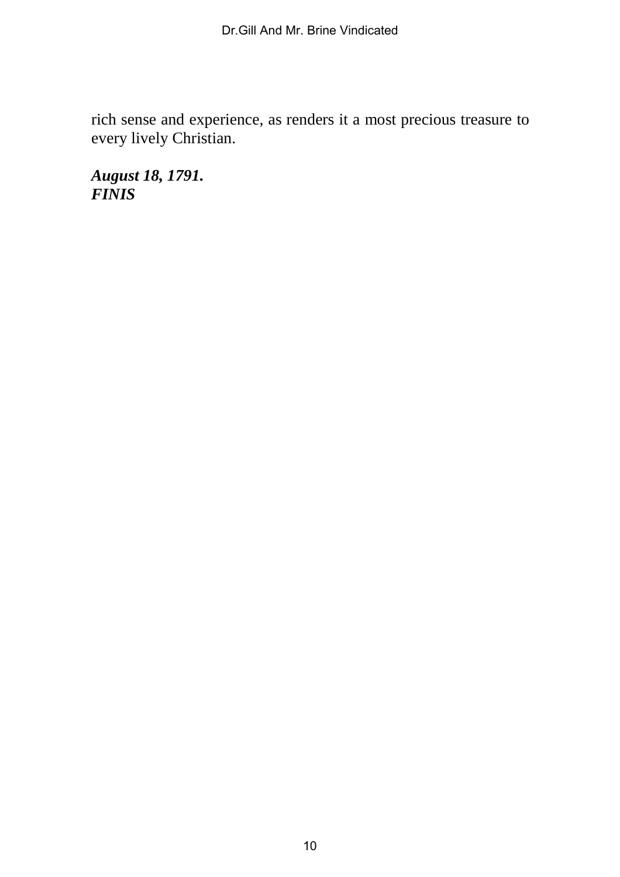rich sense and experience, as renders it a most precious treasure to every lively Christian.

***August 18, 1791.***
***FINIS***